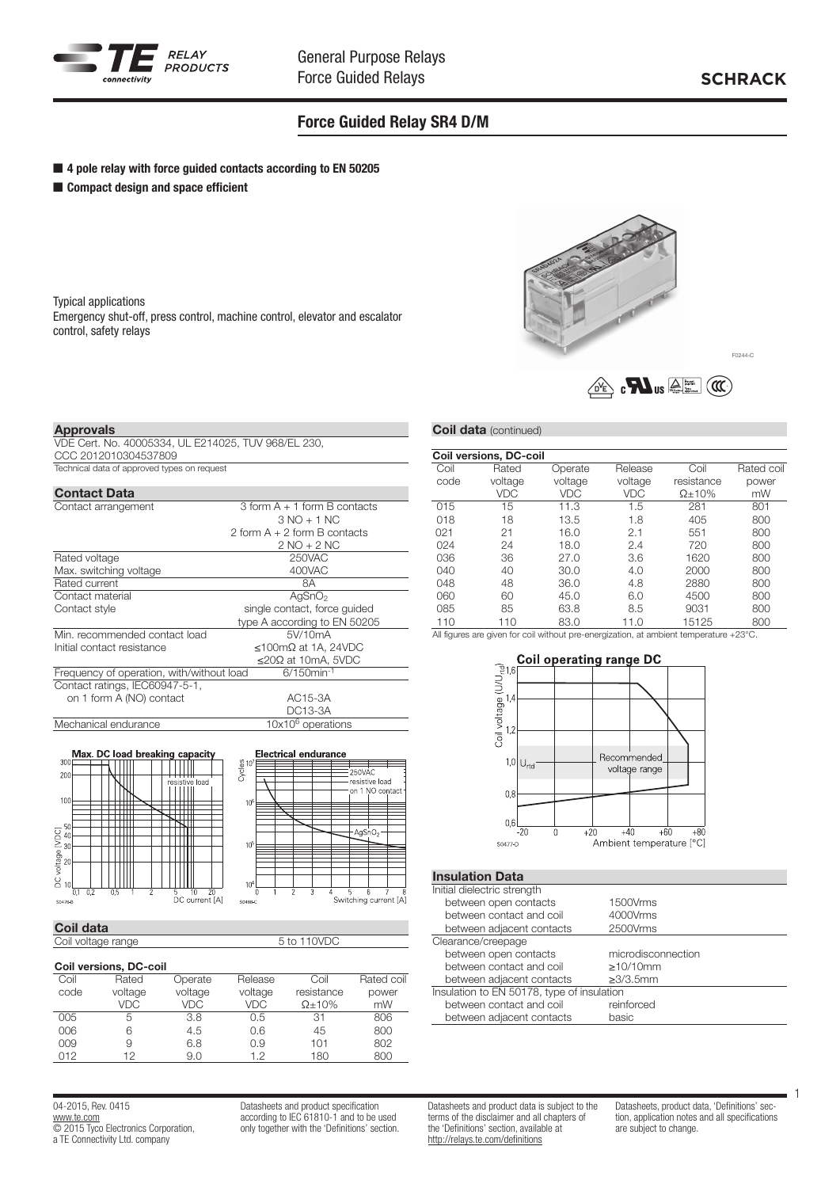# Force Guided Relay SR4 D/M

- **4 pole relay with force guided contacts according to EN 50205**
- **Compact design and space efficient**

Typical applications
Emergency shut-off, press control, machine control, elevator and escalator control, safety relays

F0244-C

## Approvals

VDE Cert. No. 40005334, UL E214025, TUV 968/EL 230, CCC 2012010304537809
Technical data of approved types on request

## Contact Data

| | |
|---|---|
| Contact arrangement | 3 form A + 1 form B contacts<br>3 NO + 1 NC<br>2 form A + 2 form B contacts<br>2 NO + 2 NC |
| Rated voltage | 250VAC |
| Max. switching voltage | 400VAC |
| Rated current | 8A |
| Contact material | $AgSnO_2$ |
| Contact style | single contact, force guided type A according to EN 50205 |
| Min. recommended contact load | 5V/10mA |
| Initial contact resistance | ≤100mΩ at 1A, 24VDC<br>≤20Ω at 10mA, 5VDC |
| Frequency of operation, with/without load | 6/150min$^{-1}$ |
| Contact ratings, IEC60947-5-1, on 1 form A (NO) contact | AC15-3A<br>DC13-3A |
| Mechanical endurance | $10x10^6$ operations |

Max. DC load breaking capacity (S0476-B)

Electrical endurance (S0488-C)

## Coil data

| | |
|---|---|
| Coil voltage range | 5 to 110VDC |

**Coil versions, DC-coil**

| Coil code | Rated voltage VDC | Operate voltage VDC | Release voltage VDC | Coil resistance Ω±10% | Rated coil power mW |
|---|---|---|---|---|---|
| 005 | 5 | 3.8 | 0.5 | 31 | 806 |
| 006 | 6 | 4.5 | 0.6 | 45 | 800 |
| 009 | 9 | 6.8 | 0.9 | 101 | 802 |
| 012 | 12 | 9.0 | 1.2 | 180 | 800 |
| 015 | 15 | 11.3 | 1.5 | 281 | 801 |
| 018 | 18 | 13.5 | 1.8 | 405 | 800 |
| 021 | 21 | 16.0 | 2.1 | 551 | 800 |
| 024 | 24 | 18.0 | 2.4 | 720 | 800 |
| 036 | 36 | 27.0 | 3.6 | 1620 | 800 |
| 040 | 40 | 30.0 | 4.0 | 2000 | 800 |
| 048 | 48 | 36.0 | 4.8 | 2880 | 800 |
| 060 | 60 | 45.0 | 6.0 | 4500 | 800 |
| 085 | 85 | 63.8 | 8.5 | 9031 | 800 |
| 110 | 110 | 83.0 | 11.0 | 15125 | 800 |

All figures are given for coil without pre-energization, at ambient temperature +23°C.

Coil operating range DC (S0477-D)

## Insulation Data

| | |
|---|---|
| Initial dielectric strength | |
| between open contacts | 1500Vrms |
| between contact and coil | 4000Vrms |
| between adjacent contacts | 2500Vrms |
| Clearance/creepage | |
| between open contacts | microdisconnection |
| between contact and coil | ≥10/10mm |
| between adjacent contacts | ≥3/3.5mm |
| Insulation to EN 50178, type of insulation | |
| between contact and coil | reinforced |
| between adjacent contacts | basic |

04-2015, Rev. 0415
www.te.com
© 2015 Tyco Electronics Corporation, a TE Connectivity Ltd. company

Datasheets and product specification according to IEC 61810-1 and to be used only together with the 'Definitions' section.

Datasheets and product data is subject to the terms of the disclaimer and all chapters of the 'Definitions' section, available at http://relays.te.com/definitions

Datasheets, product data, 'Definitions' section, application notes and all specifications are subject to change.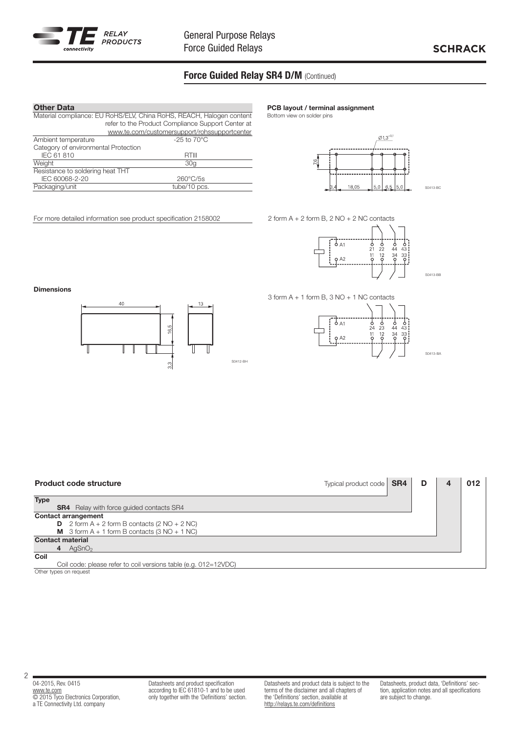## Force Guided Relay SR4 D/M (Continued)

### Other Data

| | |
|---|---|
| Material compliance: EU RoHS/ELV, China RoHS, REACH, Halogen content | refer to the Product Compliance Support Center at www.te.com/customersupport/rohssupportcenter |
| Ambient temperature | -25 to 70°C |
| Category of environmental Protection IEC 61 810 | RTIII |
| Weight | 30g |
| Resistance to soldering heat THT IEC 60068-2-20 | 260°C/5s |
| Packaging/unit | tube/10 pcs. |

For more detailed information see product specification 2158002

**PCB layout / terminal assignment**
Bottom view on solder pins

Ø1,3[+0,1]

7,6

3,4 18,05 5,0 6,5 5,0

S0413-BC

2 form A + 2 form B, 2 NO + 2 NC contacts

A1 A2 21 22 44 43 11 12 34 33

S0413-BB

3 form A + 1 form B, 3 NO + 1 NC contacts

A1 A2 24 23 44 43 11 12 34 33

S0413-BA

**Dimensions**

40 13 16,5 3,3

S0412-BH

### Product code structure

Typical product code: **SR4** | **D** | **4** | **012**

**Type**
- **SR4** Relay with force guided contacts SR4

**Contact arrangement**
- **D** 2 form A + 2 form B contacts (2 NO + 2 NC)
- **M** 3 form A + 1 form B contacts (3 NO + 1 NC)

**Contact material**
- **4** $AgSnO_2$

**Coil**
- Coil code: please refer to coil versions table (e.g. 012=12VDC)

Other types on request

04-2015, Rev. 0415
www.te.com
© 2015 Tyco Electronics Corporation, a TE Connectivity Ltd. company

Datasheets and product specification according to IEC 61810-1 and to be used only together with the 'Definitions' section.

Datasheets and product data is subject to the terms of the disclaimer and all chapters of the 'Definitions' section, available at http://relays.te.com/definitions

Datasheets, product data, 'Definitions' section, application notes and all specifications are subject to change.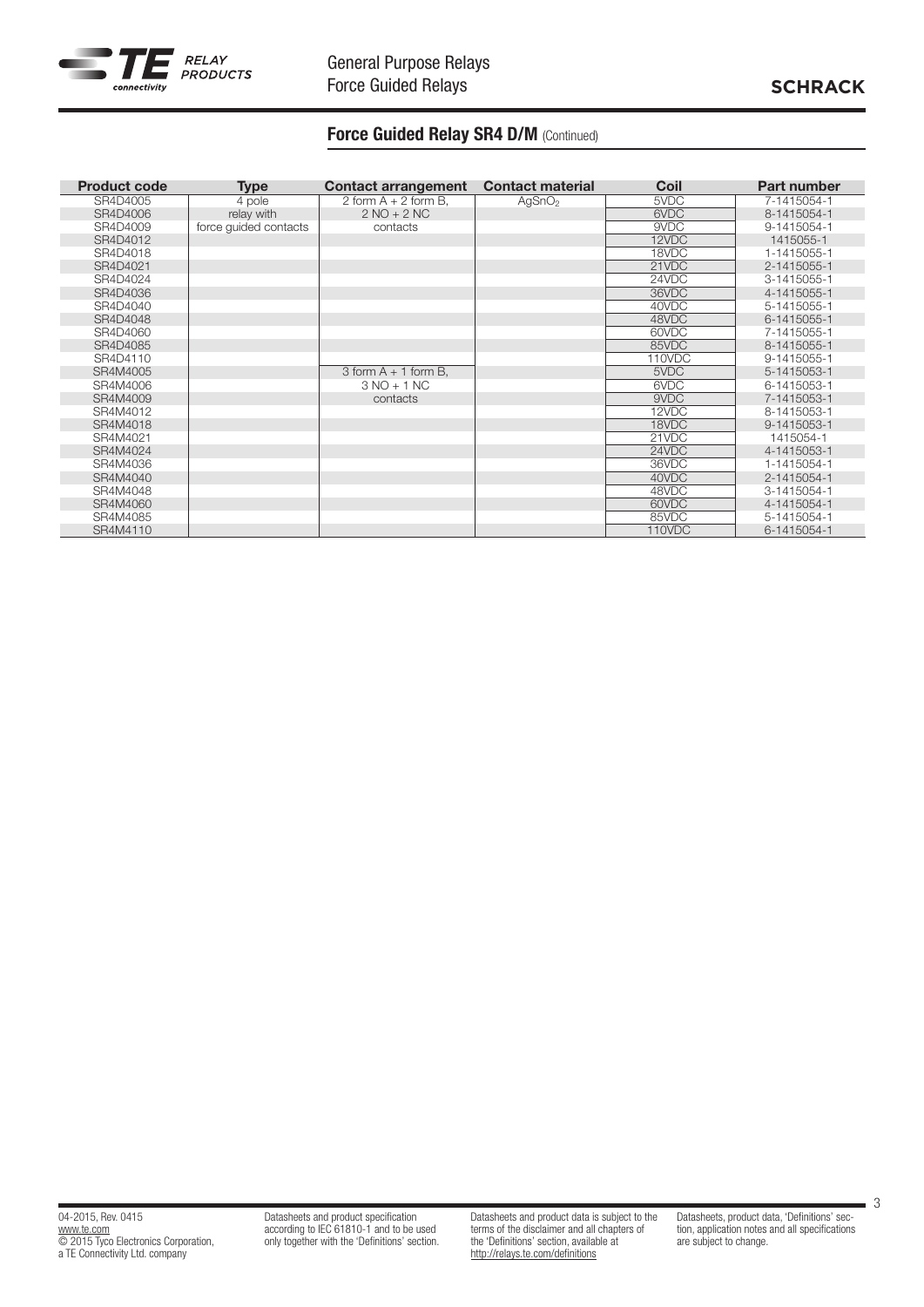## Force Guided Relay SR4 D/M (Continued)

| Product code | Type | Contact arrangement | Contact material | Coil | Part number |
|---|---|---|---|---|---|
| SR4D4005 | 4 pole | 2 form A + 2 form B, | $AgSnO_2$ | 5VDC | 7-1415054-1 |
| SR4D4006 | relay with | 2 NO + 2 NC | | 6VDC | 8-1415054-1 |
| SR4D4009 | force guided contacts | contacts | | 9VDC | 9-1415054-1 |
| SR4D4012 | | | | 12VDC | 1415055-1 |
| SR4D4018 | | | | 18VDC | 1-1415055-1 |
| SR4D4021 | | | | 21VDC | 2-1415055-1 |
| SR4D4024 | | | | 24VDC | 3-1415055-1 |
| SR4D4036 | | | | 36VDC | 4-1415055-1 |
| SR4D4040 | | | | 40VDC | 5-1415055-1 |
| SR4D4048 | | | | 48VDC | 6-1415055-1 |
| SR4D4060 | | | | 60VDC | 7-1415055-1 |
| SR4D4085 | | | | 85VDC | 8-1415055-1 |
| SR4D4110 | | | | 110VDC | 9-1415055-1 |
| SR4M4005 | | 3 form A + 1 form B, | | 5VDC | 5-1415053-1 |
| SR4M4006 | | 3 NO + 1 NC | | 6VDC | 6-1415053-1 |
| SR4M4009 | | contacts | | 9VDC | 7-1415053-1 |
| SR4M4012 | | | | 12VDC | 8-1415053-1 |
| SR4M4018 | | | | 18VDC | 9-1415053-1 |
| SR4M4021 | | | | 21VDC | 1415054-1 |
| SR4M4024 | | | | 24VDC | 4-1415053-1 |
| SR4M4036 | | | | 36VDC | 1-1415054-1 |
| SR4M4040 | | | | 40VDC | 2-1415054-1 |
| SR4M4048 | | | | 48VDC | 3-1415054-1 |
| SR4M4060 | | | | 60VDC | 4-1415054-1 |
| SR4M4085 | | | | 85VDC | 5-1415054-1 |
| SR4M4110 | | | | 110VDC | 6-1415054-1 |

04-2015, Rev. 0415
www.te.com
© 2015 Tyco Electronics Corporation, a TE Connectivity Ltd. company

Datasheets and product specification according to IEC 61810-1 and to be used only together with the 'Definitions' section.

Datasheets and product data is subject to the terms of the disclaimer and all chapters of the 'Definitions' section, available at http://relays.te.com/definitions

Datasheets, product data, 'Definitions' section, application notes and all specifications are subject to change.